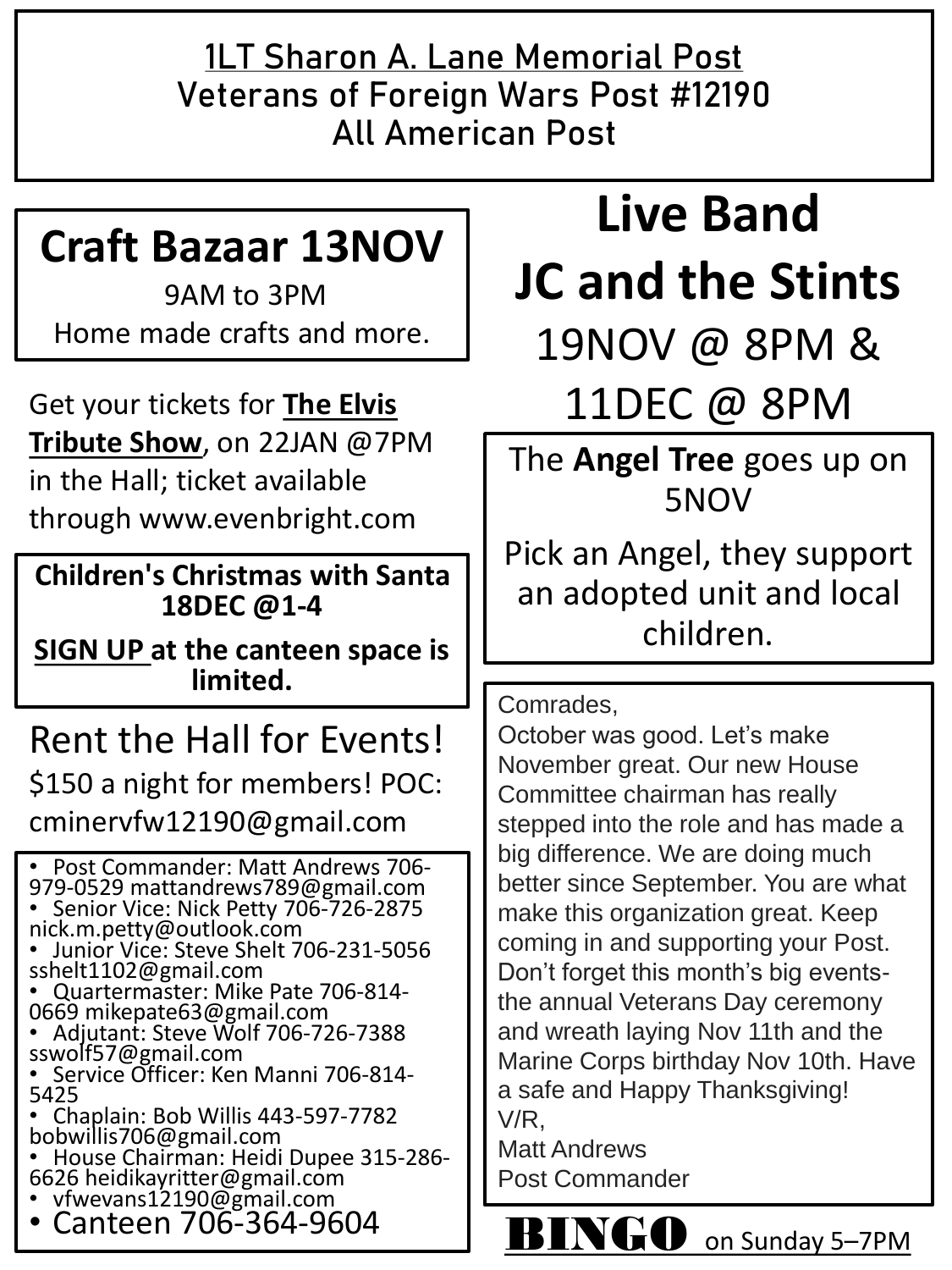# 1LT Sharon A. Lane Memorial Post
## Veterans of Foreign Wars Post #12190
## All American Post

## Craft Bazaar 13NOV

9AM to 3PM
Home made crafts and more.

Get your tickets for **The Elvis Tribute Show**, on 22JAN @7PM in the Hall; ticket available through www.evenbright.com

**Children's Christmas with Santa 18DEC @1-4**

**SIGN UP at the canteen space is limited.**

Rent the Hall for Events!
$150 a night for members! POC: cminervfw12190@gmail.com

- Post Commander: Matt Andrews 706-979-0529 mattandrews789@gmail.com
- Senior Vice: Nick Petty 706-726-2875 nick.m.petty@outlook.com
- Junior Vice: Steve Shelt 706-231-5056 sshelt1102@gmail.com
- Quartermaster: Mike Pate 706-814-0669 mikepate63@gmail.com
- Adjutant: Steve Wolf 706-726-7388 sswolf57@gmail.com
- Service Officer: Ken Manni 706-814-5425
- Chaplain: Bob Willis 443-597-7782 bobwillis706@gmail.com
- House Chairman: Heidi Dupee 315-286-6626 heidikayritter@gmail.com
- vfwevans12190@gmail.com
- Canteen 706-364-9604

## Live Band
## JC and the Stints

19NOV @ 8PM &
11DEC @ 8PM

The **Angel Tree** goes up on 5NOV

Pick an Angel, they support an adopted unit and local children.

Comrades,
October was good. Let's make November great. Our new House Committee chairman has really stepped into the role and has made a big difference. We are doing much better since September. You are what make this organization great. Keep coming in and supporting your Post. Don't forget this month's big events- the annual Veterans Day ceremony and wreath laying Nov 11th and the Marine Corps birthday Nov 10th. Have a safe and Happy Thanksgiving!
V/R,
Matt Andrews
Post Commander

**BINGO** on Sunday 5–7PM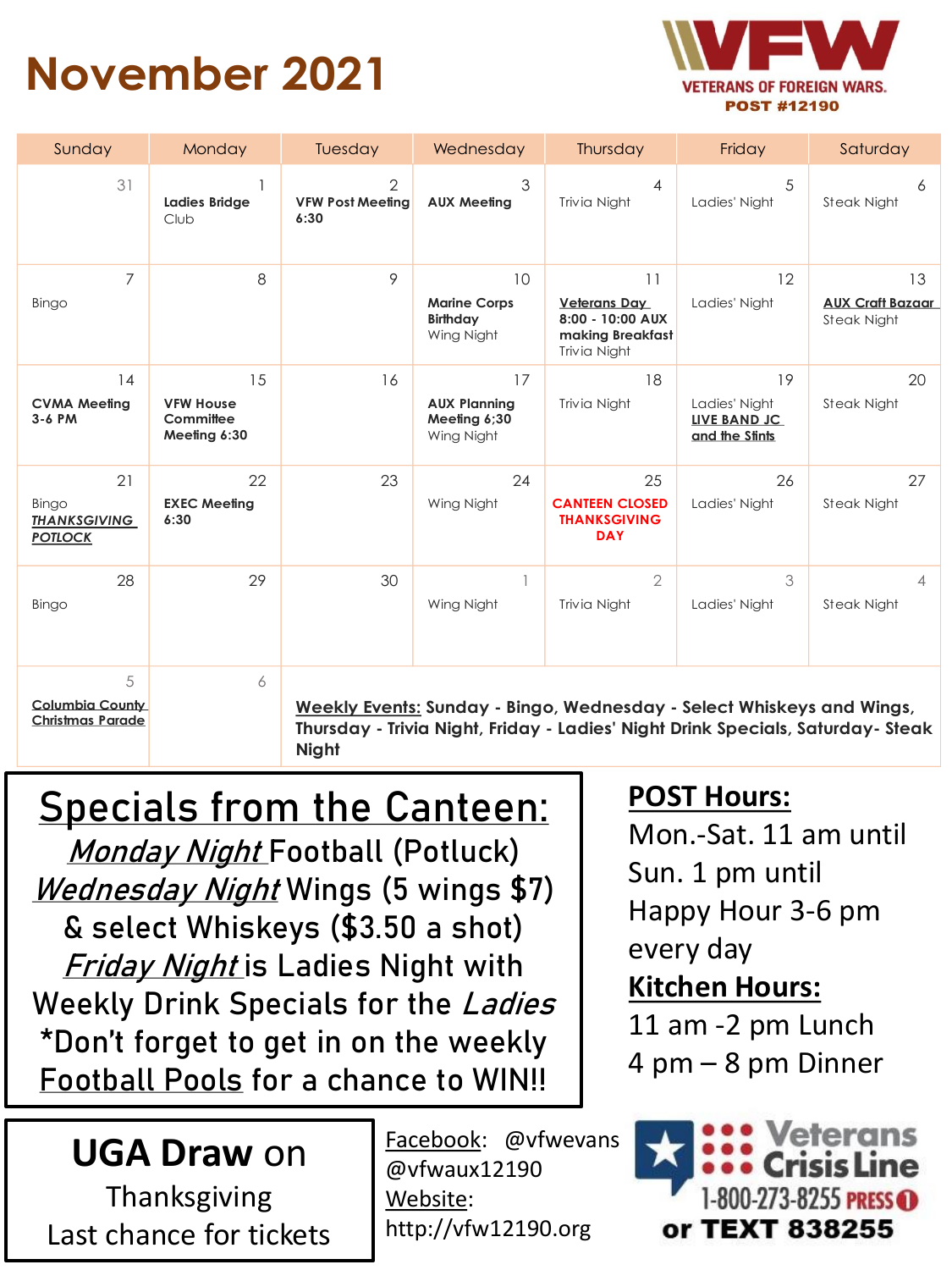# November 2021

VETERANS OF FOREIGN WARS.
POST #12190

| Sunday | Monday | Tuesday | Wednesday | Thursday | Friday | Saturday |
|---|---|---|---|---|---|---|
| 31 | 1 **Ladies Bridge** Club | 2 **VFW Post Meeting 6:30** | 3 **AUX Meeting** | 4 Trivia Night | 5 Ladies' Night | 6 Steak Night |
| 7 Bingo | 8 | 9 | 10 **Marine Corps Birthday** Wing Night | 11 **Veterans Day** **8:00 - 10:00 AUX making Breakfast** Trivia Night | 12 Ladies' Night | 13 **AUX Craft Bazaar** Steak Night |
| 14 **CVMA Meeting 3-6 PM** | 15 **VFW House Committee Meeting 6:30** | 16 | 17 **AUX Planning Meeting 6;30** Wing Night | 18 Trivia Night | 19 Ladies' Night **LIVE BAND JC and the Stints** | 20 Steak Night |
| 21 Bingo ***THANKSGIVING POTLOCK*** | 22 **EXEC Meeting 6:30** | 23 | 24 Wing Night | 25 **CANTEEN CLOSED THANKSGIVING DAY** | 26 Ladies' Night | 27 Steak Night |
| 28 Bingo | 29 | 30 | 1 Wing Night | 2 Trivia Night | 3 Ladies' Night | 4 Steak Night |
| 5 **Columbia County Christmas Parade** | 6 | **Weekly Events:** Sunday - Bingo, Wednesday - Select Whiskeys and Wings, Thursday - Trivia Night, Friday - Ladies' Night Drink Specials, Saturday- Steak Night | | | | |

## Specials from the Canteen:

*Monday Night* Football (Potluck)
*Wednesday Night* Wings (5 wings $7) & select Whiskeys ($3.50 a shot)
*Friday Night* is Ladies Night with Weekly Drink Specials for the *Ladies*
*Don't forget to get in on the weekly Football Pools for a chance to WIN!!

**POST Hours:**
Mon.-Sat. 11 am until
Sun. 1 pm until
Happy Hour 3-6 pm every day

**Kitchen Hours:**
11 am -2 pm Lunch
4 pm – 8 pm Dinner

**UGA Draw** on Thanksgiving
Last chance for tickets

Facebook: @vfwevans @vfwaux12190
Website: http://vfw12190.org

Veterans Crisis Line
1-800-273-8255 PRESS 1
or TEXT 838255